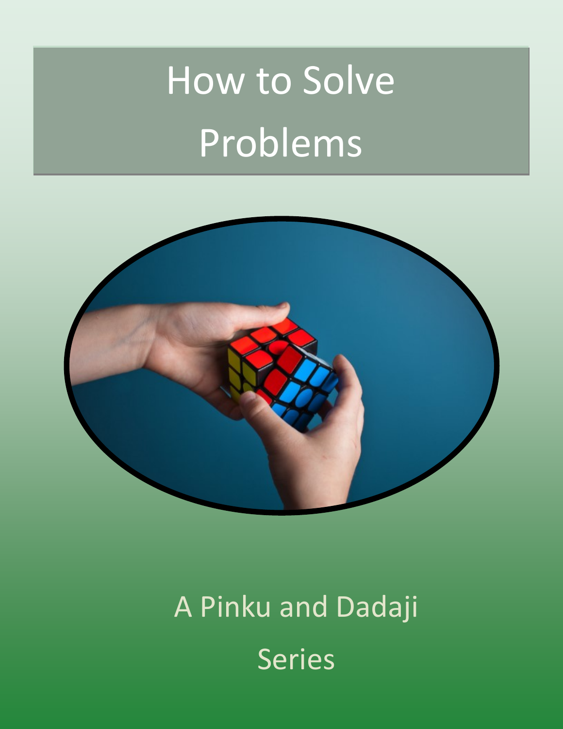# How to Solve Problems

A Pinku and Dadaji Series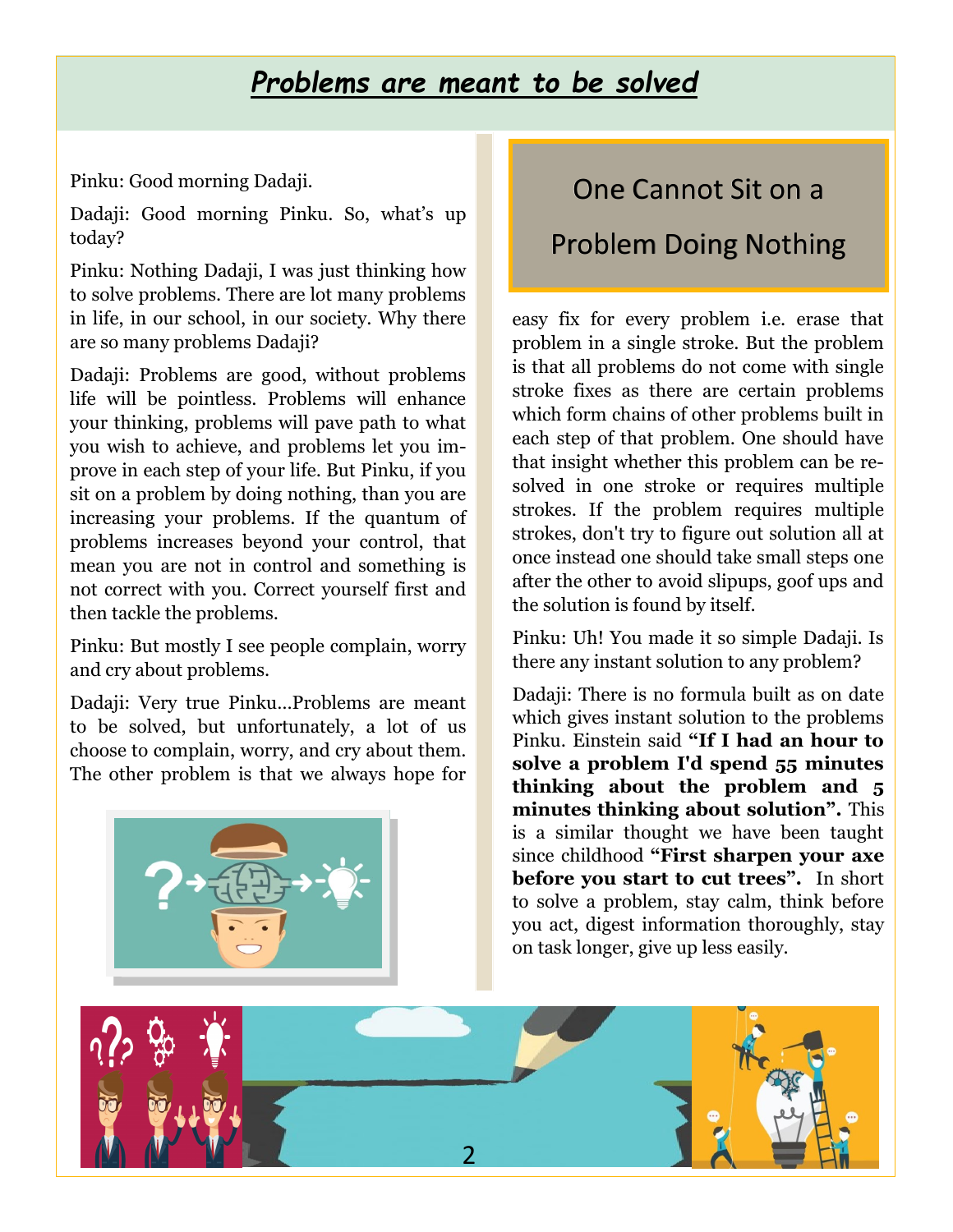# *Problems are meant to be solved*

Pinku: Good morning Dadaji.

Dadaji: Good morning Pinku. So, what's up today?

Pinku: Nothing Dadaji, I was just thinking how to solve problems. There are lot many problems in life, in our school, in our society. Why there are so many problems Dadaji?

Dadaji: Problems are good, without problems life will be pointless. Problems will enhance your thinking, problems will pave path to what you wish to achieve, and problems let you improve in each step of your life. But Pinku, if you sit on a problem by doing nothing, than you are increasing your problems. If the quantum of problems increases beyond your control, that mean you are not in control and something is not correct with you. Correct yourself first and then tackle the problems.

Pinku: But mostly I see people complain, worry and cry about problems.

Dadaji: Very true Pinku…Problems are meant to be solved, but unfortunately, a lot of us choose to complain, worry, and cry about them. The other problem is that we always hope for easy fix for every problem i.e. erase that problem in a single stroke. But the problem is that all problems do not come with single stroke fixes as there are certain problems which form chains of other problems built in each step of that problem. One should have that insight whether this problem can be resolved in one stroke or requires multiple strokes. If the problem requires multiple strokes, don't try to figure out solution all at once instead one should take small steps one after the other to avoid slipups, goof ups and the solution is found by itself.

## One Cannot Sit on a Problem Doing Nothing

Pinku: Uh! You made it so simple Dadaji. Is there any instant solution to any problem?

Dadaji: There is no formula built as on date which gives instant solution to the problems Pinku. Einstein said **"If I had an hour to solve a problem I'd spend 55 minutes thinking about the problem and 5 minutes thinking about solution".** This is a similar thought we have been taught since childhood **"First sharpen your axe before you start to cut trees".** In short to solve a problem, stay calm, think before you act, digest information thoroughly, stay on task longer, give up less easily.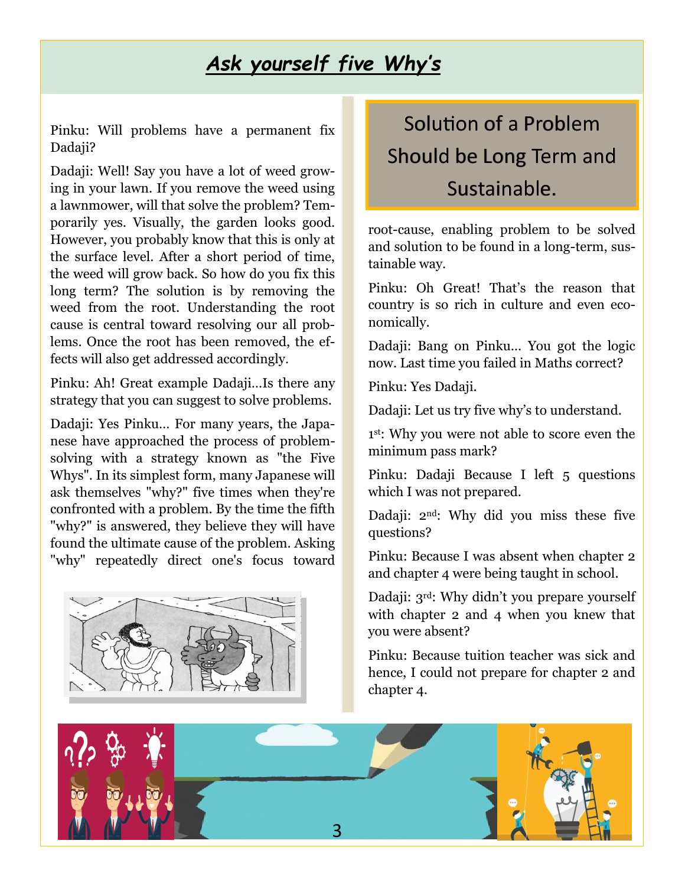# *Ask yourself five Why's*

Pinku: Will problems have a permanent fix Dadaji?

Dadaji: Well! Say you have a lot of weed growing in your lawn. If you remove the weed using a lawnmower, will that solve the problem? Temporarily yes. Visually, the garden looks good. However, you probably know that this is only at the surface level. After a short period of time, the weed will grow back. So how do you fix this long term? The solution is by removing the weed from the root. Understanding the root cause is central toward resolving our all problems. Once the root has been removed, the effects will also get addressed accordingly.

Pinku: Ah! Great example Dadaji…Is there any strategy that you can suggest to solve problems.

Dadaji: Yes Pinku… For many years, the Japanese have approached the process of problem-solving with a strategy known as "the Five Whys". In its simplest form, many Japanese will ask themselves "why?" five times when they're confronted with a problem. By the time the fifth "why?" is answered, they believe they will have found the ultimate cause of the problem. Asking "why" repeatedly direct one's focus toward root-cause, enabling problem to be solved and solution to be found in a long-term, sustainable way.

## Solution of a Problem Should be Long Term and Sustainable.

Pinku: Oh Great! That's the reason that country is so rich in culture and even economically.

Dadaji: Bang on Pinku… You got the logic now. Last time you failed in Maths correct?

Pinku: Yes Dadaji.

Dadaji: Let us try five why's to understand.

1st: Why you were not able to score even the minimum pass mark?

Pinku: Dadaji Because I left 5 questions which I was not prepared.

Dadaji: 2nd: Why did you miss these five questions?

Pinku: Because I was absent when chapter 2 and chapter 4 were being taught in school.

Dadaji: 3rd: Why didn't you prepare yourself with chapter 2 and 4 when you knew that you were absent?

Pinku: Because tuition teacher was sick and hence, I could not prepare for chapter 2 and chapter 4.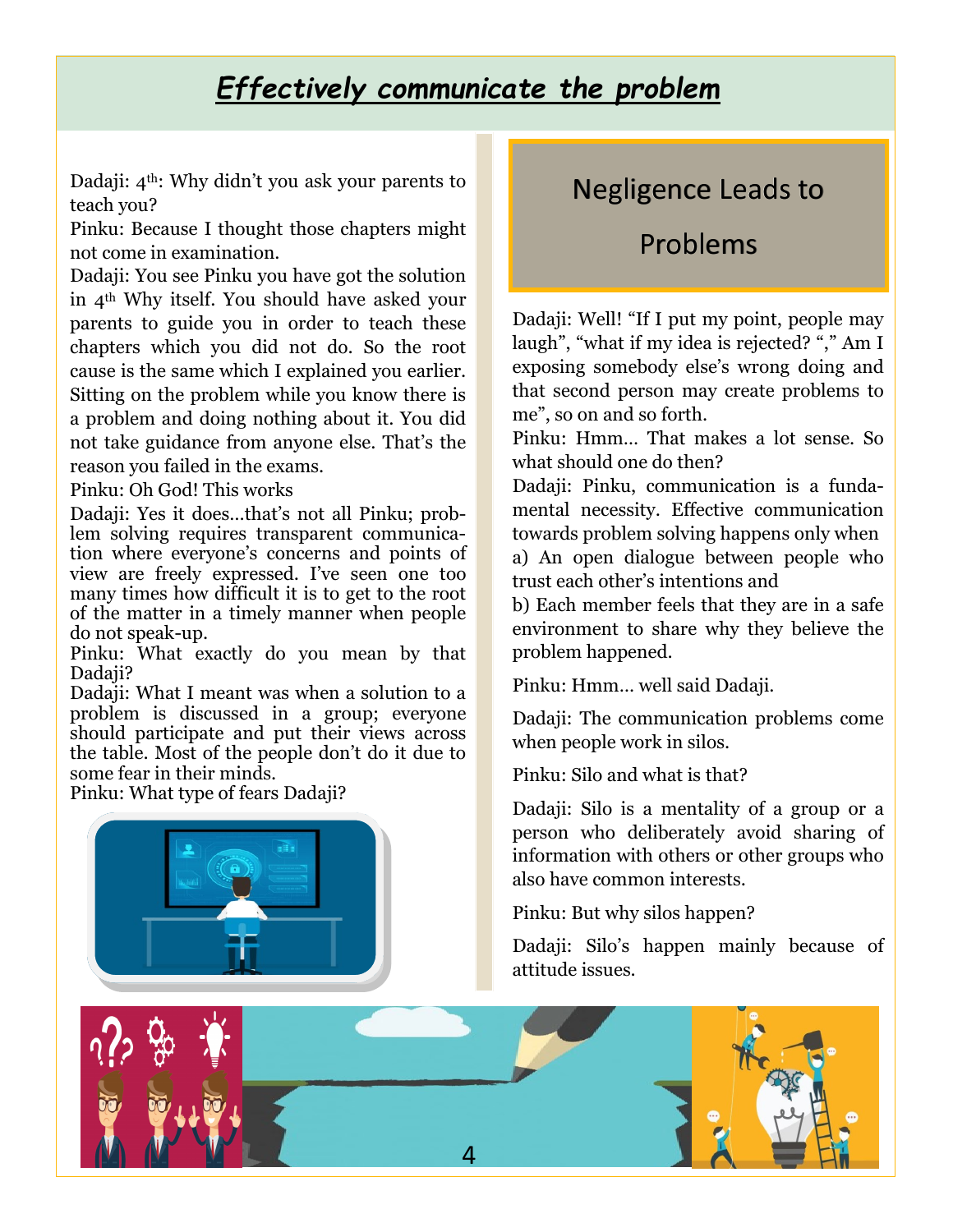# *Effectively communicate the problem*

Dadaji: 4th: Why didn't you ask your parents to teach you?

Pinku: Because I thought those chapters might not come in examination.

Dadaji: You see Pinku you have got the solution in 4th Why itself. You should have asked your parents to guide you in order to teach these chapters which you did not do. So the root cause is the same which I explained you earlier. Sitting on the problem while you know there is a problem and doing nothing about it. You did not take guidance from anyone else. That's the reason you failed in the exams.

Pinku: Oh God! This works

Dadaji: Yes it does…that's not all Pinku; problem solving requires transparent communication where everyone's concerns and points of view are freely expressed. I've seen one too many times how difficult it is to get to the root of the matter in a timely manner when people do not speak-up.

Pinku: What exactly do you mean by that Dadaji?

Dadaji: What I meant was when a solution to a problem is discussed in a group; everyone should participate and put their views across the table. Most of the people don't do it due to some fear in their minds.

Pinku: What type of fears Dadaji?

## Negligence Leads to Problems

Dadaji: Well! "If I put my point, people may laugh", "what if my idea is rejected? "," Am I exposing somebody else's wrong doing and that second person may create problems to me", so on and so forth.

Pinku: Hmm… That makes a lot sense. So what should one do then?

Dadaji: Pinku, communication is a fundamental necessity. Effective communication towards problem solving happens only when

a) An open dialogue between people who trust each other's intentions and

b) Each member feels that they are in a safe environment to share why they believe the problem happened.

Pinku: Hmm… well said Dadaji.

Dadaji: The communication problems come when people work in silos.

Pinku: Silo and what is that?

Dadaji: Silo is a mentality of a group or a person who deliberately avoid sharing of information with others or other groups who also have common interests.

Pinku: But why silos happen?

Dadaji: Silo's happen mainly because of attitude issues.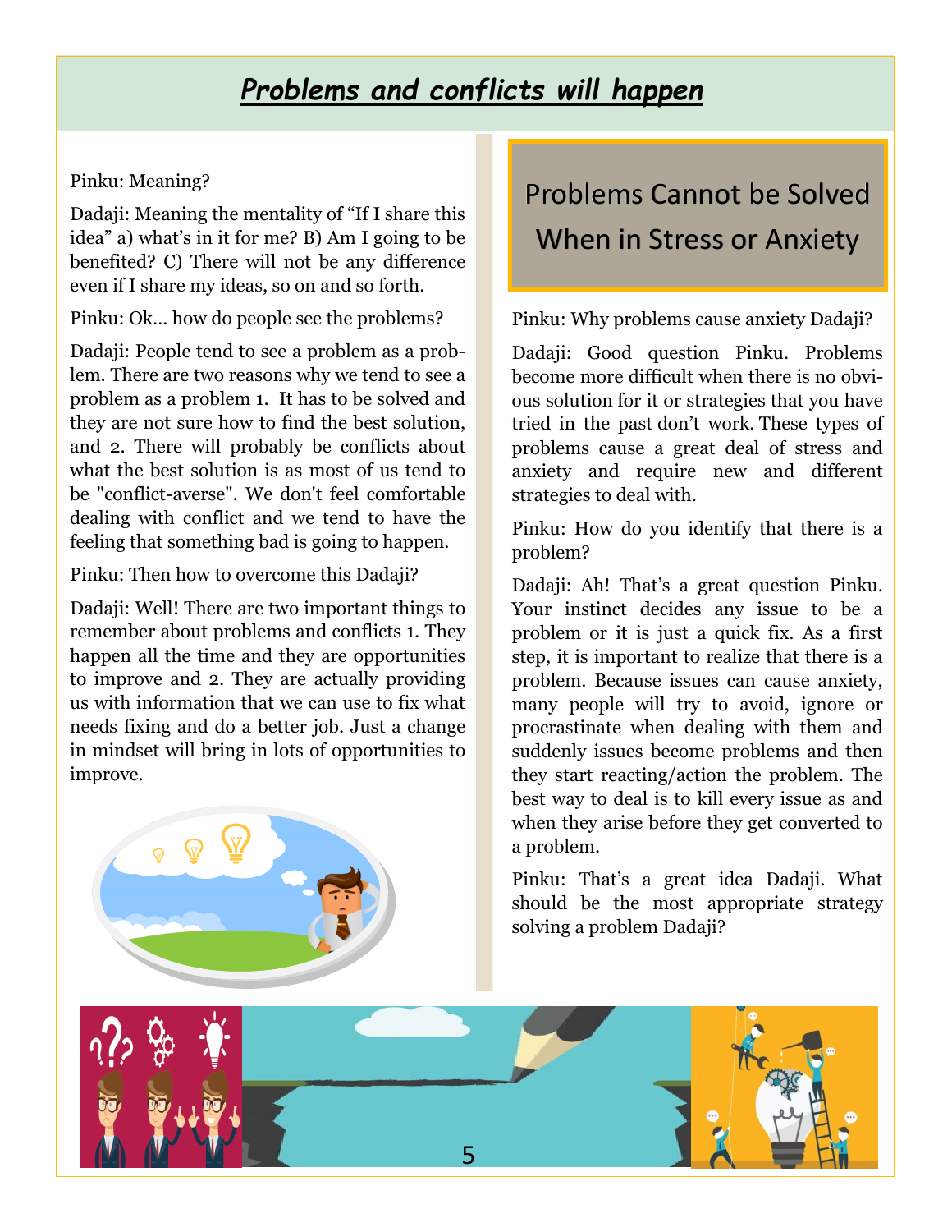# *Problems and conflicts will happen*

Pinku: Meaning?

Dadaji: Meaning the mentality of "If I share this idea" a) what's in it for me? B) Am I going to be benefited? C) There will not be any difference even if I share my ideas, so on and so forth.

Pinku: Ok… how do people see the problems?

Dadaji: People tend to see a problem as a problem. There are two reasons why we tend to see a problem as a problem 1. It has to be solved and they are not sure how to find the best solution, and 2. There will probably be conflicts about what the best solution is as most of us tend to be "conflict-averse". We don't feel comfortable dealing with conflict and we tend to have the feeling that something bad is going to happen.

Pinku: Then how to overcome this Dadaji?

Dadaji: Well! There are two important things to remember about problems and conflicts 1. They happen all the time and they are opportunities to improve and 2. They are actually providing us with information that we can use to fix what needs fixing and do a better job. Just a change in mindset will bring in lots of opportunities to improve.

## Problems Cannot be Solved When in Stress or Anxiety

Pinku: Why problems cause anxiety Dadaji?

Dadaji: Good question Pinku. Problems become more difficult when there is no obvious solution for it or strategies that you have tried in the past don't work. These types of problems cause a great deal of stress and anxiety and require new and different strategies to deal with.

Pinku: How do you identify that there is a problem?

Dadaji: Ah! That's a great question Pinku. Your instinct decides any issue to be a problem or it is just a quick fix. As a first step, it is important to realize that there is a problem. Because issues can cause anxiety, many people will try to avoid, ignore or procrastinate when dealing with them and suddenly issues become problems and then they start reacting/action the problem. The best way to deal is to kill every issue as and when they arise before they get converted to a problem.

Pinku: That's a great idea Dadaji. What should be the most appropriate strategy solving a problem Dadaji?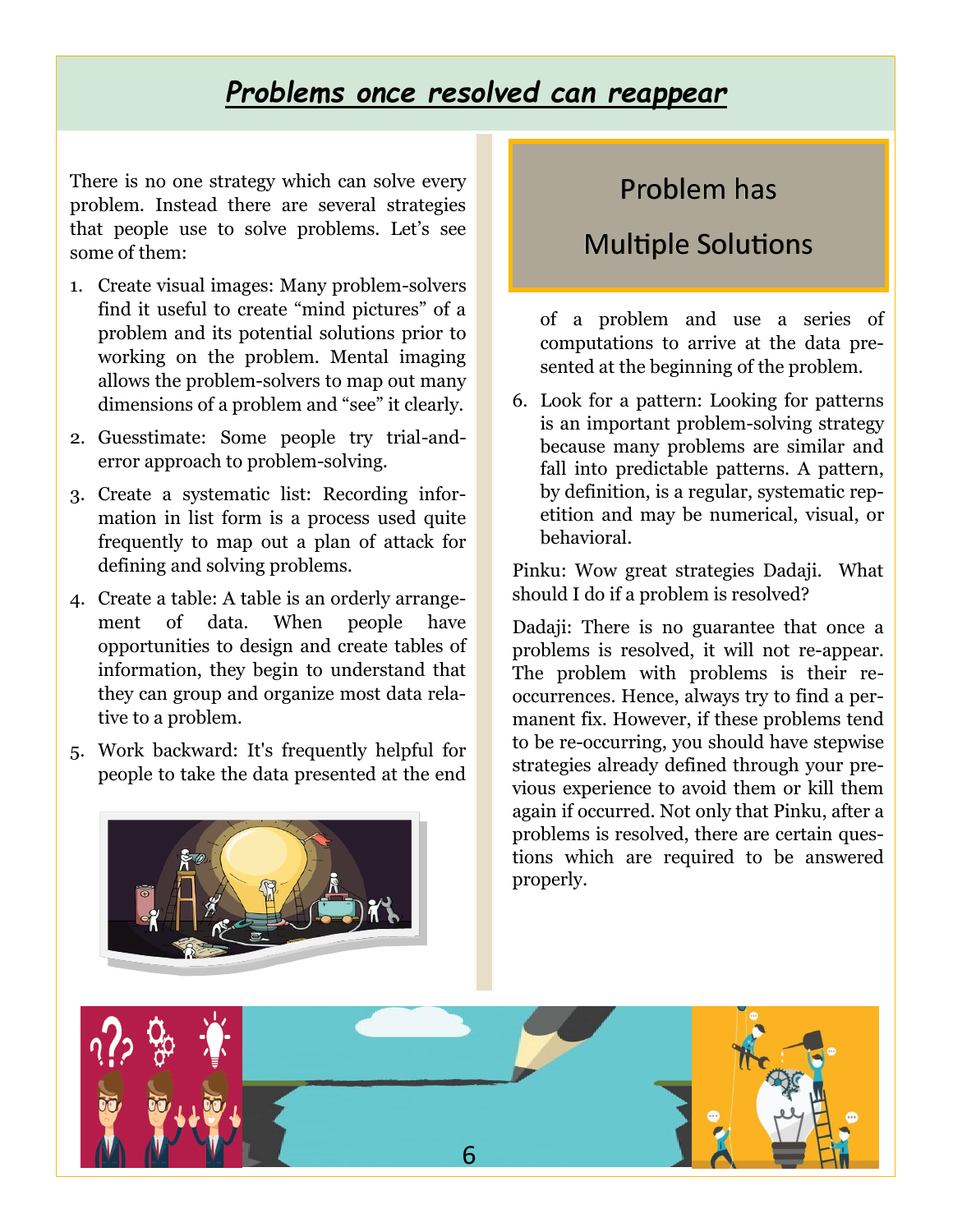# Problems once resolved can reappear

There is no one strategy which can solve every problem. Instead there are several strategies that people use to solve problems. Let's see some of them:

1. Create visual images: Many problem-solvers find it useful to create "mind pictures" of a problem and its potential solutions prior to working on the problem. Mental imaging allows the problem-solvers to map out many dimensions of a problem and "see" it clearly.
2. Guesstimate: Some people try trial-and-error approach to problem-solving.
3. Create a systematic list: Recording information in list form is a process used quite frequently to map out a plan of attack for defining and solving problems.
4. Create a table: A table is an orderly arrangement of data. When people have opportunities to design and create tables of information, they begin to understand that they can group and organize most data relative to a problem.
5. Work backward: It's frequently helpful for people to take the data presented at the end of a problem and use a series of computations to arrive at the data presented at the beginning of the problem.
6. Look for a pattern: Looking for patterns is an important problem-solving strategy because many problems are similar and fall into predictable patterns. A pattern, by definition, is a regular, systematic repetition and may be numerical, visual, or behavioral.

**Problem has Multiple Solutions**

Pinku: Wow great strategies Dadaji. What should I do if a problem is resolved?

Dadaji: There is no guarantee that once a problems is resolved, it will not re-appear. The problem with problems is their re-occurrences. Hence, always try to find a permanent fix. However, if these problems tend to be re-occurring, you should have stepwise strategies already defined through your previous experience to avoid them or kill them again if occurred. Not only that Pinku, after a problems is resolved, there are certain questions which are required to be answered properly.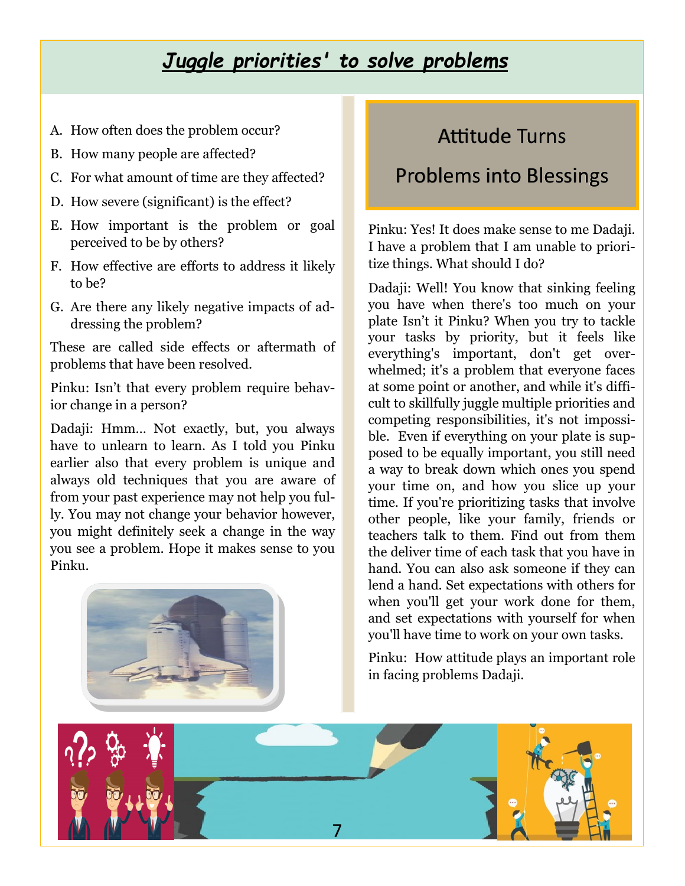# *Juggle priorities' to solve problems*

A. How often does the problem occur?
B. How many people are affected?
C. For what amount of time are they affected?
D. How severe (significant) is the effect?
E. How important is the problem or goal perceived to be by others?
F. How effective are efforts to address it likely to be?
G. Are there any likely negative impacts of addressing the problem?

These are called side effects or aftermath of problems that have been resolved.

Pinku: Isn't that every problem require behavior change in a person?

Dadaji: Hmm… Not exactly, but, you always have to unlearn to learn. As I told you Pinku earlier also that every problem is unique and always old techniques that you are aware of from your past experience may not help you fully. You may not change your behavior however, you might definitely seek a change in the way you see a problem. Hope it makes sense to you Pinku.

## Attitude Turns Problems into Blessings

Pinku: Yes! It does make sense to me Dadaji. I have a problem that I am unable to prioritize things. What should I do?

Dadaji: Well! You know that sinking feeling you have when there's too much on your plate Isn't it Pinku? When you try to tackle your tasks by priority, but it feels like everything's important, don't get overwhelmed; it's a problem that everyone faces at some point or another, and while it's difficult to skillfully juggle multiple priorities and competing responsibilities, it's not impossible. Even if everything on your plate is supposed to be equally important, you still need a way to break down which ones you spend your time on, and how you slice up your time. If you're prioritizing tasks that involve other people, like your family, friends or teachers talk to them. Find out from them the deliver time of each task that you have in hand. You can also ask someone if they can lend a hand. Set expectations with others for when you'll get your work done for them, and set expectations with yourself for when you'll have time to work on your own tasks.

Pinku: How attitude plays an important role in facing problems Dadaji.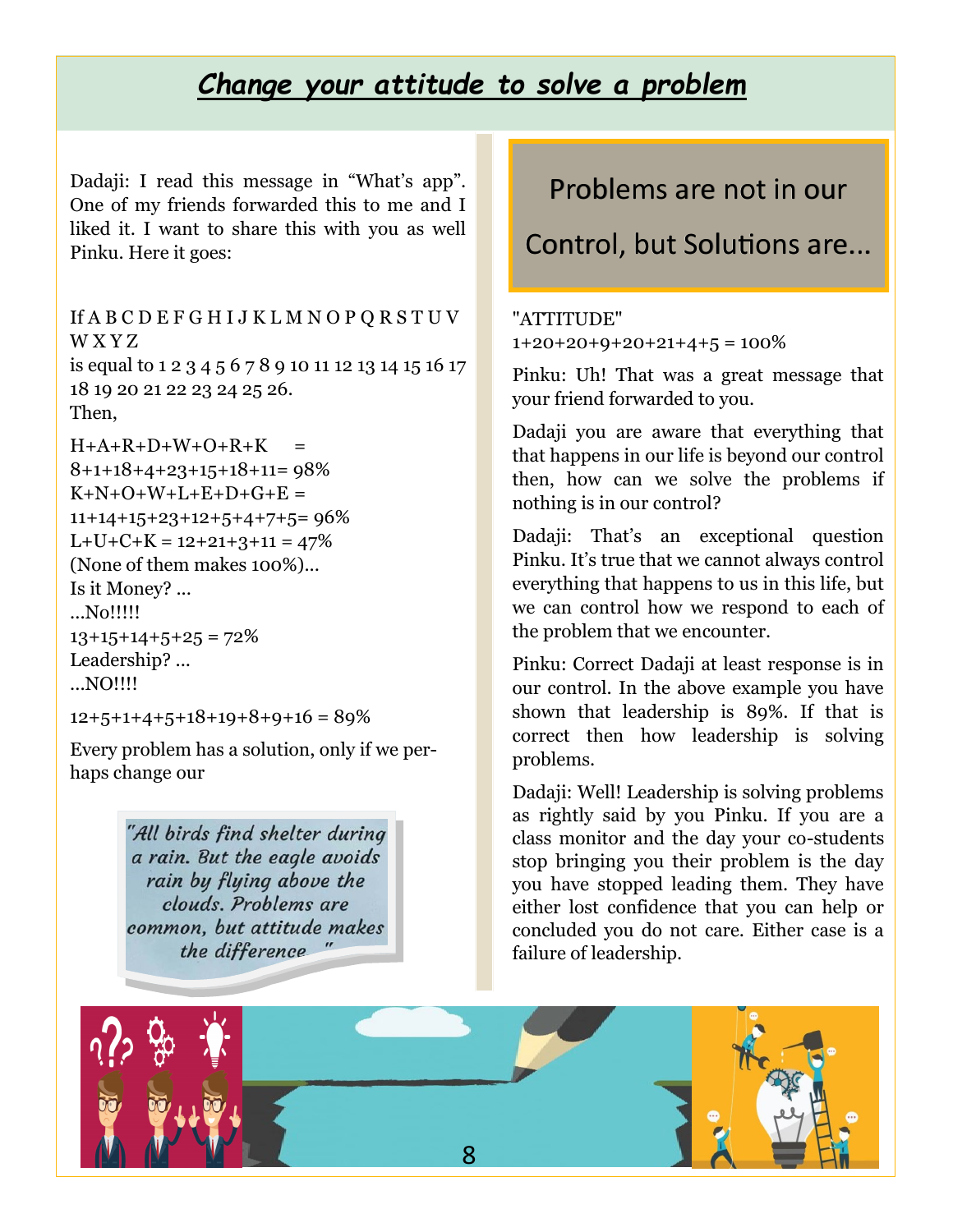# *Change your attitude to solve a problem*

Dadaji: I read this message in “What’s app”. One of my friends forwarded this to me and I liked it. I want to share this with you as well Pinku. Here it goes:

If A B C D E F G H I J K L M N O P Q R S T U V W X Y Z

is equal to 1 2 3 4 5 6 7 8 9 10 11 12 13 14 15 16 17 18 19 20 21 22 23 24 25 26.

Then,

H+A+R+D+W+O+R+K = 8+1+18+4+23+15+18+11= 98%

K+N+O+W+L+E+D+G+E = 11+14+15+23+12+5+4+7+5= 96%

L+U+C+K = 12+21+3+11 = 47%

(None of them makes 100%)...

Is it Money? ...

...No!!!!!

13+15+14+5+25 = 72%

Leadership? ...

...NO!!!!

12+5+1+4+5+18+19+8+9+16 = 89%

Every problem has a solution, only if we perhaps change our

> *"All birds find shelter during a rain. But the eagle avoids rain by flying above the clouds. Problems are common, but attitude makes the difference "*

**Problems are not in our Control, but Solutions are...**

"ATTITUDE"

1+20+20+9+20+21+4+5 = 100%

Pinku: Uh! That was a great message that your friend forwarded to you.

Dadaji you are aware that everything that that happens in our life is beyond our control then, how can we solve the problems if nothing is in our control?

Dadaji: That’s an exceptional question Pinku. It’s true that we cannot always control everything that happens to us in this life, but we can control how we respond to each of the problem that we encounter.

Pinku: Correct Dadaji at least response is in our control. In the above example you have shown that leadership is 89%. If that is correct then how leadership is solving problems.

Dadaji: Well! Leadership is solving problems as rightly said by you Pinku. If you are a class monitor and the day your co-students stop bringing you their problem is the day you have stopped leading them. They have either lost confidence that you can help or concluded you do not care. Either case is a failure of leadership.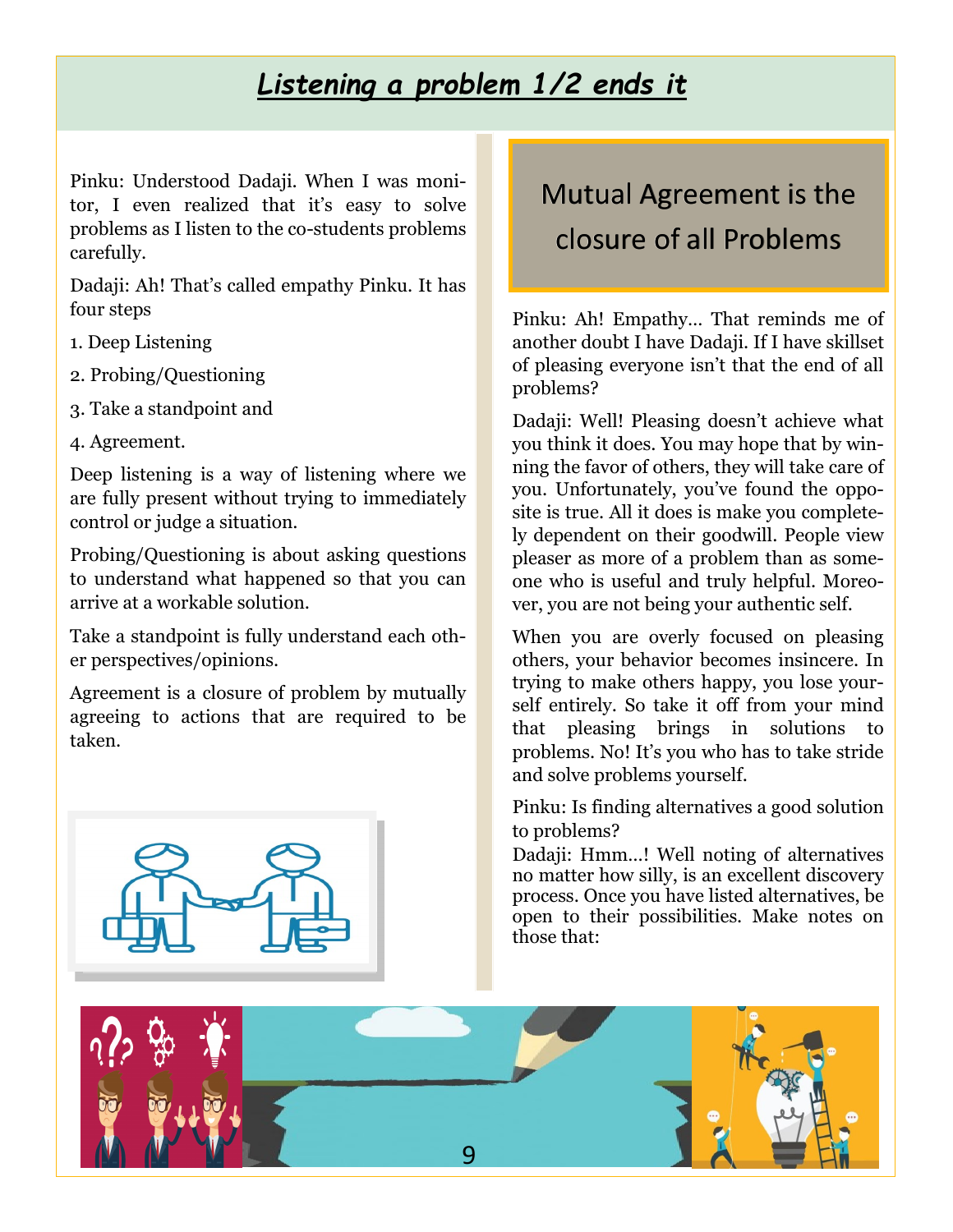# *Listening a problem 1/2 ends it*

Pinku: Understood Dadaji. When I was monitor, I even realized that it's easy to solve problems as I listen to the co-students problems carefully.

Dadaji: Ah! That's called empathy Pinku. It has four steps

1. Deep Listening
2. Probing/Questioning
3. Take a standpoint and
4. Agreement.

Deep listening is a way of listening where we are fully present without trying to immediately control or judge a situation.

Probing/Questioning is about asking questions to understand what happened so that you can arrive at a workable solution.

Take a standpoint is fully understand each other perspectives/opinions.

Agreement is a closure of problem by mutually agreeing to actions that are required to be taken.

## Mutual Agreement is the closure of all Problems

Pinku: Ah! Empathy… That reminds me of another doubt I have Dadaji. If I have skillset of pleasing everyone isn't that the end of all problems?

Dadaji: Well! Pleasing doesn't achieve what you think it does. You may hope that by winning the favor of others, they will take care of you. Unfortunately, you've found the opposite is true. All it does is make you completely dependent on their goodwill. People view pleaser as more of a problem than as someone who is useful and truly helpful. Moreover, you are not being your authentic self.

When you are overly focused on pleasing others, your behavior becomes insincere. In trying to make others happy, you lose yourself entirely. So take it off from your mind that pleasing brings in solutions to problems. No! It's you who has to take stride and solve problems yourself.

Pinku: Is finding alternatives a good solution to problems?

Dadaji: Hmm…! Well noting of alternatives no matter how silly, is an excellent discovery process. Once you have listed alternatives, be open to their possibilities. Make notes on those that: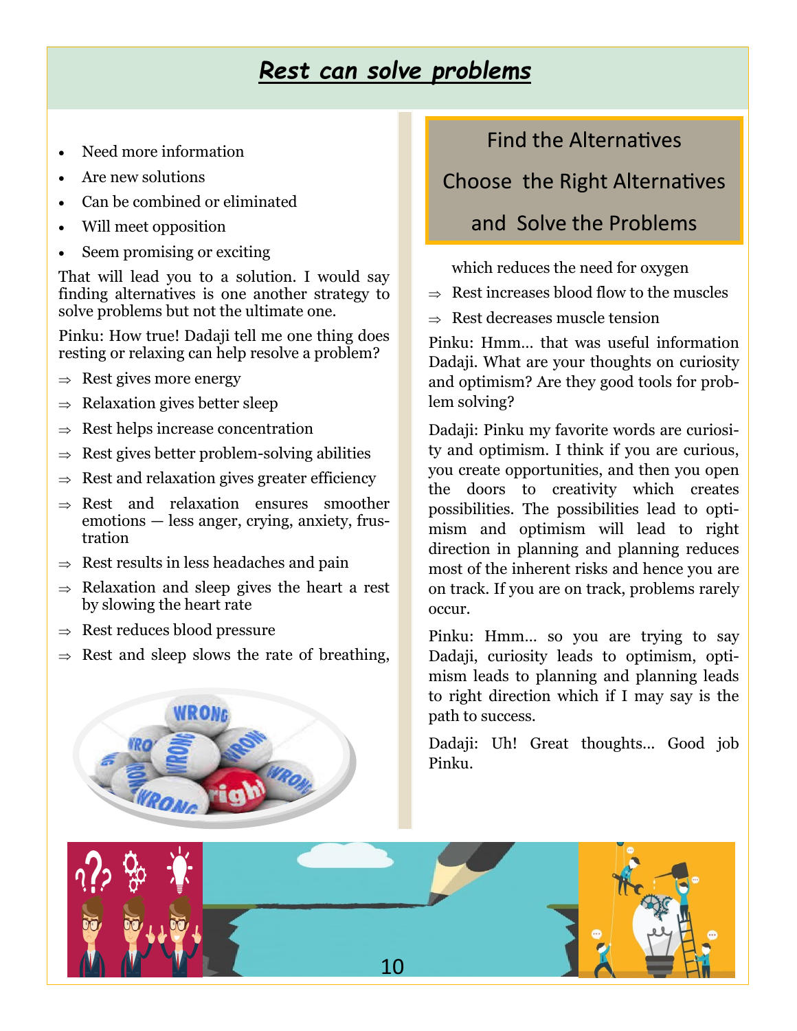# Rest can solve problems

- Need more information
- Are new solutions
- Can be combined or eliminated
- Will meet opposition
- Seem promising or exciting

That will lead you to a solution. I would say finding alternatives is one another strategy to solve problems but not the ultimate one.

Pinku: How true! Dadaji tell me one thing does resting or relaxing can help resolve a problem?

- ⇒ Rest gives more energy
- ⇒ Relaxation gives better sleep
- ⇒ Rest helps increase concentration
- ⇒ Rest gives better problem-solving abilities
- ⇒ Rest and relaxation gives greater efficiency
- ⇒ Rest and relaxation ensures smoother emotions — less anger, crying, anxiety, frustration
- ⇒ Rest results in less headaches and pain
- ⇒ Relaxation and sleep gives the heart a rest by slowing the heart rate
- ⇒ Rest reduces blood pressure
- ⇒ Rest and sleep slows the rate of breathing, which reduces the need for oxygen
- ⇒ Rest increases blood flow to the muscles
- ⇒ Rest decreases muscle tension

**Find the Alternatives**
**Choose the Right Alternatives**
**and Solve the Problems**

Pinku: Hmm... that was useful information Dadaji. What are your thoughts on curiosity and optimism? Are they good tools for problem solving?

Dadaji: Pinku my favorite words are curiosity and optimism. I think if you are curious, you create opportunities, and then you open the doors to creativity which creates possibilities. The possibilities lead to optimism and optimism will lead to right direction in planning and planning reduces most of the inherent risks and hence you are on track. If you are on track, problems rarely occur.

Pinku: Hmm... so you are trying to say Dadaji, curiosity leads to optimism, optimism leads to planning and planning leads to right direction which if I may say is the path to success.

Dadaji: Uh! Great thoughts... Good job Pinku.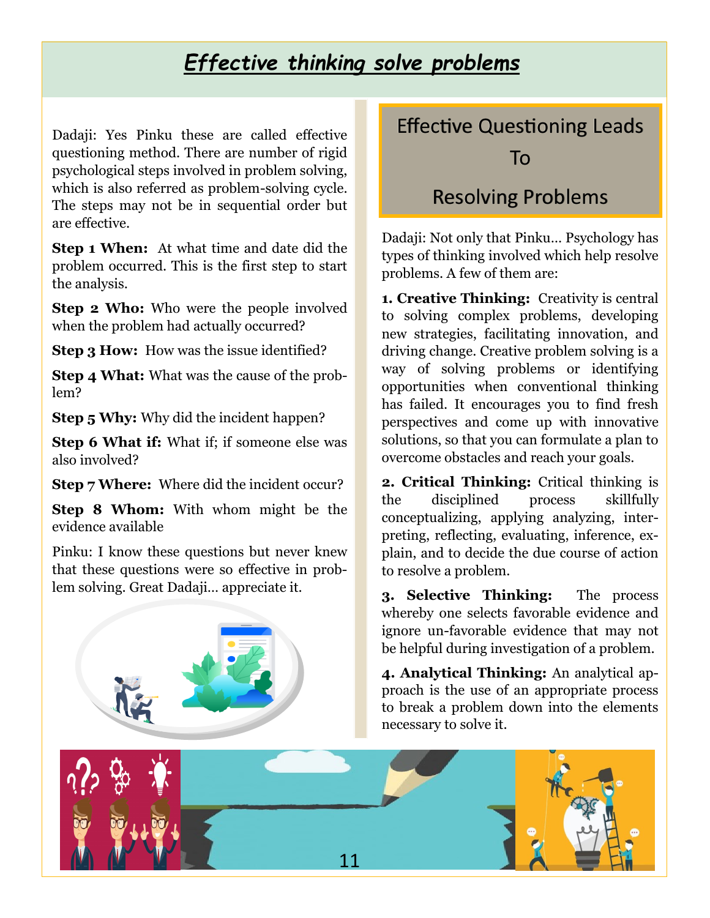# *Effective thinking solve problems*

Dadaji: Yes Pinku these are called effective questioning method. There are number of rigid psychological steps involved in problem solving, which is also referred as problem-solving cycle. The steps may not be in sequential order but are effective.

**Step 1 When:** At what time and date did the problem occurred. This is the first step to start the analysis.

**Step 2 Who:** Who were the people involved when the problem had actually occurred?

**Step 3 How:** How was the issue identified?

**Step 4 What:** What was the cause of the problem?

**Step 5 Why:** Why did the incident happen?

**Step 6 What if:** What if; if someone else was also involved?

**Step 7 Where:** Where did the incident occur?

**Step 8 Whom:** With whom might be the evidence available

Pinku: I know these questions but never knew that these questions were so effective in problem solving. Great Dadaji… appreciate it.

## Effective Questioning Leads To Resolving Problems

Dadaji: Not only that Pinku… Psychology has types of thinking involved which help resolve problems. A few of them are:

**1. Creative Thinking:** Creativity is central to solving complex problems, developing new strategies, facilitating innovation, and driving change. Creative problem solving is a way of solving problems or identifying opportunities when conventional thinking has failed. It encourages you to find fresh perspectives and come up with innovative solutions, so that you can formulate a plan to overcome obstacles and reach your goals.

**2. Critical Thinking:** Critical thinking is the disciplined process skillfully conceptualizing, applying analyzing, interpreting, reflecting, evaluating, inference, explain, and to decide the due course of action to resolve a problem.

**3. Selective Thinking:** The process whereby one selects favorable evidence and ignore un-favorable evidence that may not be helpful during investigation of a problem.

**4. Analytical Thinking:** An analytical approach is the use of an appropriate process to break a problem down into the elements necessary to solve it.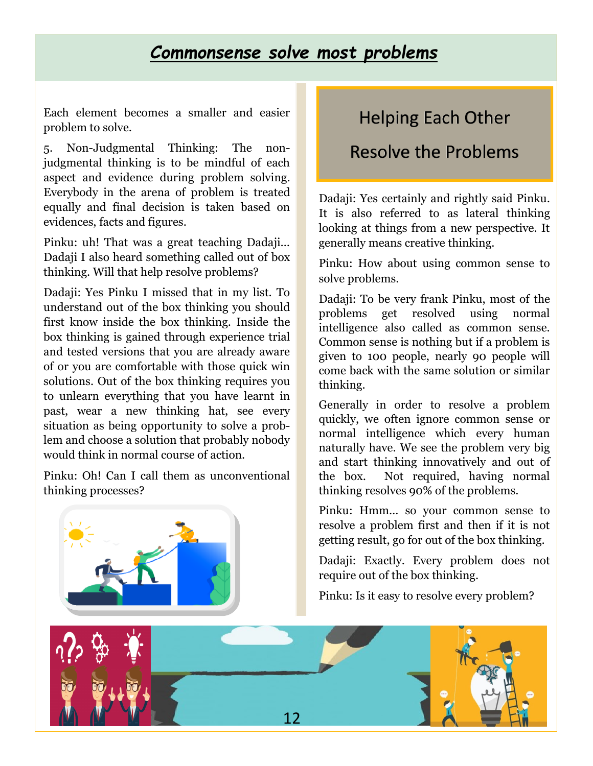## *Commonsense solve most problems*

Each element becomes a smaller and easier problem to solve.

5. Non-Judgmental Thinking: The non-judgmental thinking is to be mindful of each aspect and evidence during problem solving. Everybody in the arena of problem is treated equally and final decision is taken based on evidences, facts and figures.

Pinku: uh! That was a great teaching Dadaji… Dadaji I also heard something called out of box thinking. Will that help resolve problems?

Dadaji: Yes Pinku I missed that in my list. To understand out of the box thinking you should first know inside the box thinking. Inside the box thinking is gained through experience trial and tested versions that you are already aware of or you are comfortable with those quick win solutions. Out of the box thinking requires you to unlearn everything that you have learnt in past, wear a new thinking hat, see every situation as being opportunity to solve a problem and choose a solution that probably nobody would think in normal course of action.

Pinku: Oh! Can I call them as unconventional thinking processes?

### Helping Each Other Resolve the Problems

Dadaji: Yes certainly and rightly said Pinku. It is also referred to as lateral thinking looking at things from a new perspective. It generally means creative thinking.

Pinku: How about using common sense to solve problems.

Dadaji: To be very frank Pinku, most of the problems get resolved using normal intelligence also called as common sense. Common sense is nothing but if a problem is given to 100 people, nearly 90 people will come back with the same solution or similar thinking.

Generally in order to resolve a problem quickly, we often ignore common sense or normal intelligence which every human naturally have. We see the problem very big and start thinking innovatively and out of the box. Not required, having normal thinking resolves 90% of the problems.

Pinku: Hmm… so your common sense to resolve a problem first and then if it is not getting result, go for out of the box thinking.

Dadaji: Exactly. Every problem does not require out of the box thinking.

Pinku: Is it easy to resolve every problem?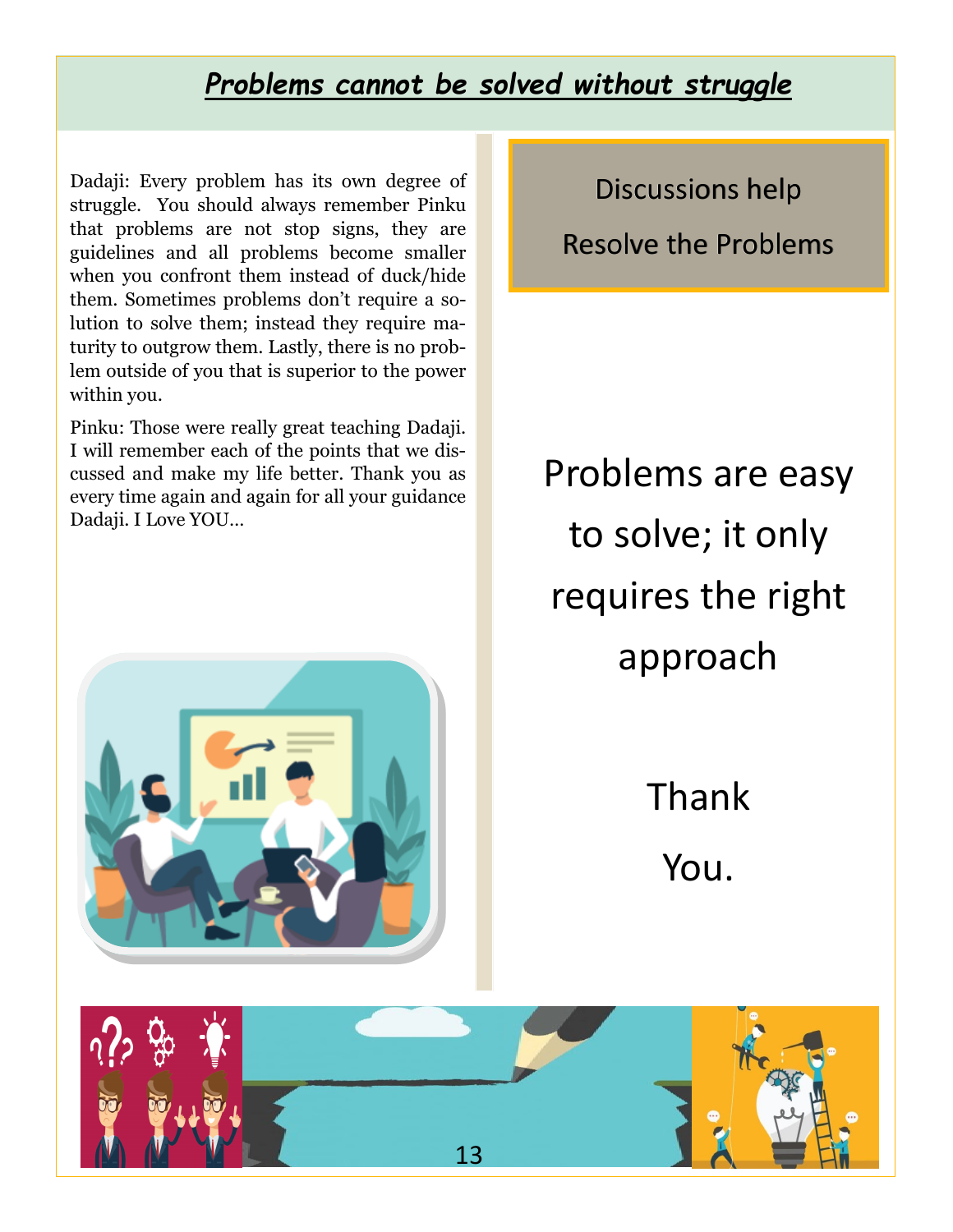## ***Problems cannot be solved without struggle***

Dadaji: Every problem has its own degree of struggle. You should always remember Pinku that problems are not stop signs, they are guidelines and all problems become smaller when you confront them instead of duck/hide them. Sometimes problems don't require a solution to solve them; instead they require maturity to outgrow them. Lastly, there is no problem outside of you that is superior to the power within you.

Pinku: Those were really great teaching Dadaji. I will remember each of the points that we discussed and make my life better. Thank you as every time again and again for all your guidance Dadaji. I Love YOU…

Discussions help

Resolve the Problems

Problems are easy to solve; it only requires the right approach

Thank

You.